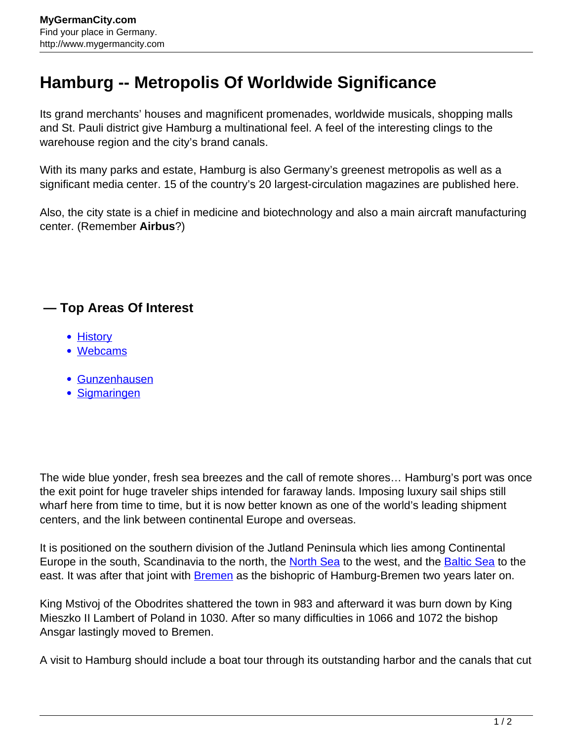# Hamburg -- Metropolis Of Worldwide Significance

Its grand merchants' houses and magnificent promenades, worldwide musicals, shopping malls and St. Pauli district give Hamburg a multinational feel. A feel of the interesting clings to the warehouse region and the city's brand canals.

With its many parks and estate, Hamburg is also Germany's greenest metropolis as well as a significant media center. 15 of the country's 20 largest-circulation magazines are published here.

Also, the city state is a chief in medicine and biotechnology and also a main aircraft manufacturing center. (Remember **Airbus**?)

## — Top Areas Of Interest

- History
- Webcams

- Gunzenhausen
- Sigmaringen

The wide blue yonder, fresh sea breezes and the call of remote shores… Hamburg's port was once the exit point for huge traveler ships intended for faraway lands. Imposing luxury sail ships still wharf here from time to time, but it is now better known as one of the world's leading shipment centers, and the link between continental Europe and overseas.

It is positioned on the southern division of the Jutland Peninsula which lies among Continental Europe in the south, Scandinavia to the north, the North Sea to the west, and the Baltic Sea to the east. It was after that joint with Bremen as the bishopric of Hamburg-Bremen two years later on.

King Mstivoj of the Obodrites shattered the town in 983 and afterward it was burn down by King Mieszko II Lambert of Poland in 1030. After so many difficulties in 1066 and 1072 the bishop Ansgar lastingly moved to Bremen.

A visit to Hamburg should include a boat tour through its outstanding harbor and the canals that cut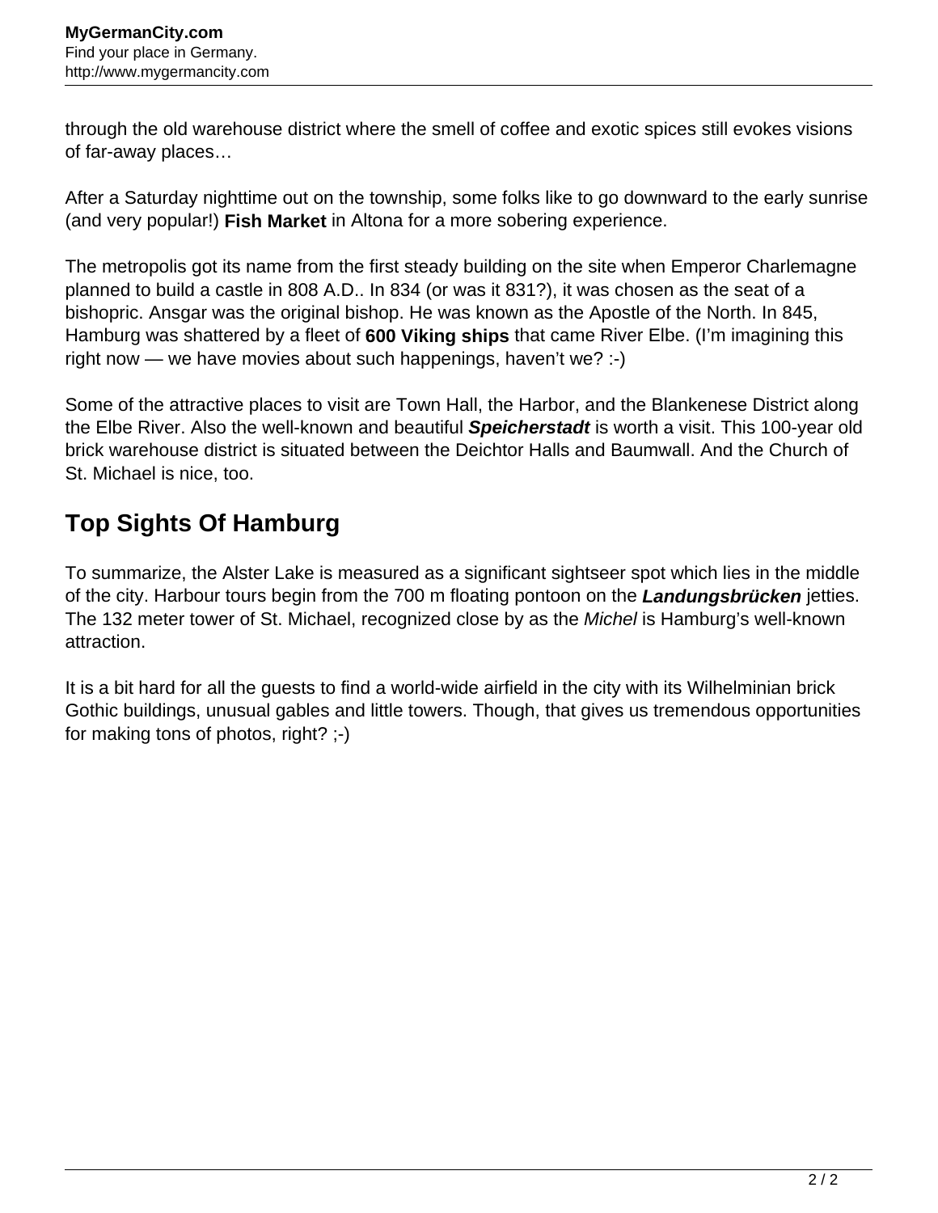through the old warehouse district where the smell of coffee and exotic spices still evokes visions of far-away places…

After a Saturday nighttime out on the township, some folks like to go downward to the early sunrise (and very popular!) **Fish Market** in Altona for a more sobering experience.

The metropolis got its name from the first steady building on the site when Emperor Charlemagne planned to build a castle in 808 A.D.. In 834 (or was it 831?), it was chosen as the seat of a bishopric. Ansgar was the original bishop. He was known as the Apostle of the North. In 845, Hamburg was shattered by a fleet of **600 Viking ships** that came River Elbe. (I'm imagining this right now — we have movies about such happenings, haven't we? :-)

Some of the attractive places to visit are Town Hall, the Harbor, and the Blankenese District along the Elbe River. Also the well-known and beautiful ***Speicherstadt*** is worth a visit. This 100-year old brick warehouse district is situated between the Deichtor Halls and Baumwall. And the Church of St. Michael is nice, too.

## Top Sights Of Hamburg

To summarize, the Alster Lake is measured as a significant sightseer spot which lies in the middle of the city. Harbour tours begin from the 700 m floating pontoon on the ***Landungsbrücken*** jetties. The 132 meter tower of St. Michael, recognized close by as the *Michel* is Hamburg's well-known attraction.

It is a bit hard for all the guests to find a world-wide airfield in the city with its Wilhelminian brick Gothic buildings, unusual gables and little towers. Though, that gives us tremendous opportunities for making tons of photos, right? ;-)